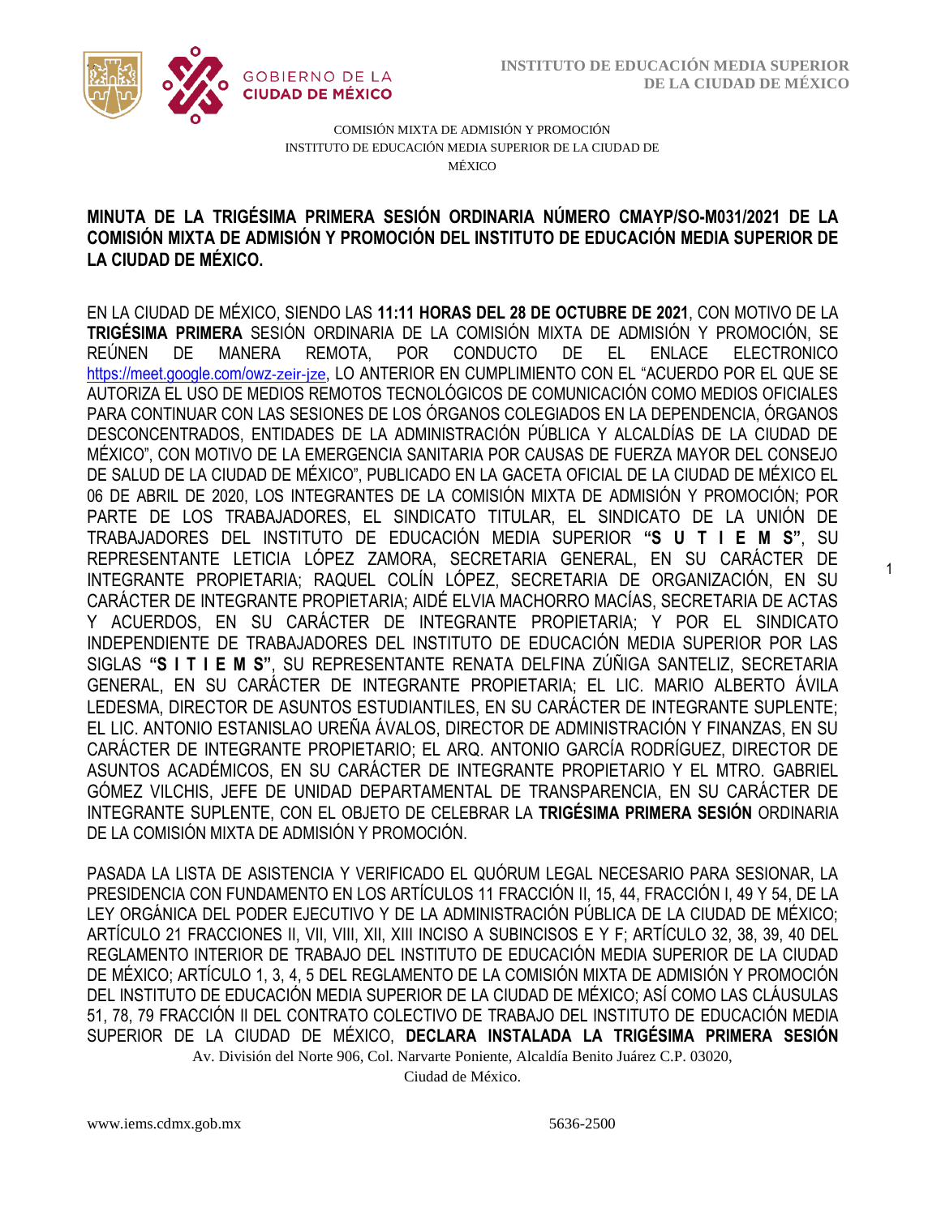COMISIÓN MIXTA DE ADMISIÓN Y PROMOCIÓN
INSTITUTO DE EDUCACIÓN MEDIA SUPERIOR DE LA CIUDAD DE MÉXICO

**MINUTA DE LA TRIGÉSIMA PRIMERA SESIÓN ORDINARIA NÚMERO CMAYP/SO-M031/2021 DE LA COMISIÓN MIXTA DE ADMISIÓN Y PROMOCIÓN DEL INSTITUTO DE EDUCACIÓN MEDIA SUPERIOR DE LA CIUDAD DE MÉXICO.**

EN LA CIUDAD DE MÉXICO, SIENDO LAS **11:11 HORAS DEL 28 DE OCTUBRE DE 2021**, CON MOTIVO DE LA **TRIGÉSIMA PRIMERA** SESIÓN ORDINARIA DE LA COMISIÓN MIXTA DE ADMISIÓN Y PROMOCIÓN, SE REÚNEN DE MANERA REMOTA, POR CONDUCTO DE EL ENLACE ELECTRONICO https://meet.google.com/owz-zeir-jze, LO ANTERIOR EN CUMPLIMIENTO CON EL "ACUERDO POR EL QUE SE AUTORIZA EL USO DE MEDIOS REMOTOS TECNOLÓGICOS DE COMUNICACIÓN COMO MEDIOS OFICIALES PARA CONTINUAR CON LAS SESIONES DE LOS ÓRGANOS COLEGIADOS EN LA DEPENDENCIA, ÓRGANOS DESCONCENTRADOS, ENTIDADES DE LA ADMINISTRACIÓN PÚBLICA Y ALCALDÍAS DE LA CIUDAD DE MÉXICO", CON MOTIVO DE LA EMERGENCIA SANITARIA POR CAUSAS DE FUERZA MAYOR DEL CONSEJO DE SALUD DE LA CIUDAD DE MÉXICO", PUBLICADO EN LA GACETA OFICIAL DE LA CIUDAD DE MÉXICO EL 06 DE ABRIL DE 2020, LOS INTEGRANTES DE LA COMISIÓN MIXTA DE ADMISIÓN Y PROMOCIÓN; POR PARTE DE LOS TRABAJADORES, EL SINDICATO TITULAR, EL SINDICATO DE LA UNIÓN DE TRABAJADORES DEL INSTITUTO DE EDUCACIÓN MEDIA SUPERIOR **"S U T I E M S"**, SU REPRESENTANTE LETICIA LÓPEZ ZAMORA, SECRETARIA GENERAL, EN SU CARÁCTER DE INTEGRANTE PROPIETARIA; RAQUEL COLÍN LÓPEZ, SECRETARIA DE ORGANIZACIÓN, EN SU CARÁCTER DE INTEGRANTE PROPIETARIA; AIDÉ ELVIA MACHORRO MACÍAS, SECRETARIA DE ACTAS Y ACUERDOS, EN SU CARÁCTER DE INTEGRANTE PROPIETARIA; Y POR EL SINDICATO INDEPENDIENTE DE TRABAJADORES DEL INSTITUTO DE EDUCACIÓN MEDIA SUPERIOR POR LAS SIGLAS **"S I T I E M S"**, SU REPRESENTANTE RENATA DELFINA ZÚÑIGA SANTELIZ, SECRETARIA GENERAL, EN SU CARÁCTER DE INTEGRANTE PROPIETARIA; EL LIC. MARIO ALBERTO ÁVILA LEDESMA, DIRECTOR DE ASUNTOS ESTUDIANTILES, EN SU CARÁCTER DE INTEGRANTE SUPLENTE; EL LIC. ANTONIO ESTANISLAO UREÑA ÁVALOS, DIRECTOR DE ADMINISTRACIÓN Y FINANZAS, EN SU CARÁCTER DE INTEGRANTE PROPIETARIO; EL ARQ. ANTONIO GARCÍA RODRÍGUEZ, DIRECTOR DE ASUNTOS ACADÉMICOS, EN SU CARÁCTER DE INTEGRANTE PROPIETARIO Y EL MTRO. GABRIEL GÓMEZ VILCHIS, JEFE DE UNIDAD DEPARTAMENTAL DE TRANSPARENCIA, EN SU CARÁCTER DE INTEGRANTE SUPLENTE, CON EL OBJETO DE CELEBRAR LA **TRIGÉSIMA PRIMERA SESIÓN** ORDINARIA DE LA COMISIÓN MIXTA DE ADMISIÓN Y PROMOCIÓN.

PASADA LA LISTA DE ASISTENCIA Y VERIFICADO EL QUÓRUM LEGAL NECESARIO PARA SESIONAR, LA PRESIDENCIA CON FUNDAMENTO EN LOS ARTÍCULOS 11 FRACCIÓN II, 15, 44, FRACCIÓN I, 49 Y 54, DE LA LEY ORGÁNICA DEL PODER EJECUTIVO Y DE LA ADMINISTRACIÓN PÚBLICA DE LA CIUDAD DE MÉXICO; ARTÍCULO 21 FRACCIONES II, VII, VIII, XII, XIII INCISO A SUBINCISOS E Y F; ARTÍCULO 32, 38, 39, 40 DEL REGLAMENTO INTERIOR DE TRABAJO DEL INSTITUTO DE EDUCACIÓN MEDIA SUPERIOR DE LA CIUDAD DE MÉXICO; ARTÍCULO 1, 3, 4, 5 DEL REGLAMENTO DE LA COMISIÓN MIXTA DE ADMISIÓN Y PROMOCIÓN DEL INSTITUTO DE EDUCACIÓN MEDIA SUPERIOR DE LA CIUDAD DE MÉXICO; ASÍ COMO LAS CLÁUSULAS 51, 78, 79 FRACCIÓN II DEL CONTRATO COLECTIVO DE TRABAJO DEL INSTITUTO DE EDUCACIÓN MEDIA SUPERIOR DE LA CIUDAD DE MÉXICO, **DECLARA INSTALADA LA TRIGÉSIMA PRIMERA SESIÓN**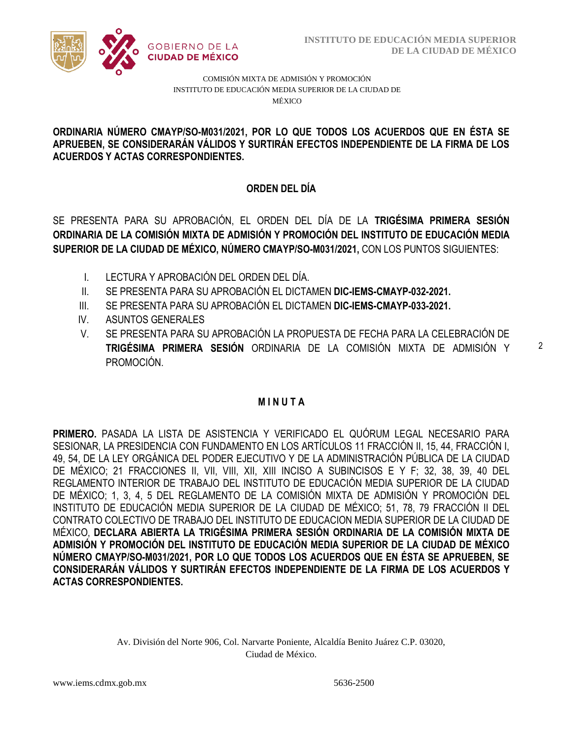COMISIÓN MIXTA DE ADMISIÓN Y PROMOCIÓN
INSTITUTO DE EDUCACIÓN MEDIA SUPERIOR DE LA CIUDAD DE MÉXICO

**ORDINARIA NÚMERO CMAYP/SO-M031/2021, POR LO QUE TODOS LOS ACUERDOS QUE EN ÉSTA SE APRUEBEN, SE CONSIDERARÁN VÁLIDOS Y SURTIRÁN EFECTOS INDEPENDIENTE DE LA FIRMA DE LOS ACUERDOS Y ACTAS CORRESPONDIENTES.**

## ORDEN DEL DÍA

SE PRESENTA PARA SU APROBACIÓN, EL ORDEN DEL DÍA DE LA **TRIGÉSIMA PRIMERA SESIÓN ORDINARIA DE LA COMISIÓN MIXTA DE ADMISIÓN Y PROMOCIÓN DEL INSTITUTO DE EDUCACIÓN MEDIA SUPERIOR DE LA CIUDAD DE MÉXICO, NÚMERO CMAYP/SO-M031/2021,** CON LOS PUNTOS SIGUIENTES:

I. LECTURA Y APROBACIÓN DEL ORDEN DEL DÍA.
II. SE PRESENTA PARA SU APROBACIÓN EL DICTAMEN **DIC-IEMS-CMAYP-032-2021.**
III. SE PRESENTA PARA SU APROBACIÓN EL DICTAMEN **DIC-IEMS-CMAYP-033-2021.**
IV. ASUNTOS GENERALES
V. SE PRESENTA PARA SU APROBACIÓN LA PROPUESTA DE FECHA PARA LA CELEBRACIÓN DE **TRIGÉSIMA PRIMERA SESIÓN** ORDINARIA DE LA COMISIÓN MIXTA DE ADMISIÓN Y PROMOCIÓN.

## M I N U T A

**PRIMERO.** PASADA LA LISTA DE ASISTENCIA Y VERIFICADO EL QUÓRUM LEGAL NECESARIO PARA SESIONAR, LA PRESIDENCIA CON FUNDAMENTO EN LOS ARTÍCULOS 11 FRACCIÓN II, 15, 44, FRACCIÓN I, 49, 54, DE LA LEY ORGÁNICA DEL PODER EJECUTIVO Y DE LA ADMINISTRACIÓN PÚBLICA DE LA CIUDAD DE MÉXICO; 21 FRACCIONES II, VII, VIII, XII, XIII INCISO A SUBINCISOS E Y F; 32, 38, 39, 40 DEL REGLAMENTO INTERIOR DE TRABAJO DEL INSTITUTO DE EDUCACIÓN MEDIA SUPERIOR DE LA CIUDAD DE MÉXICO; 1, 3, 4, 5 DEL REGLAMENTO DE LA COMISIÓN MIXTA DE ADMISIÓN Y PROMOCIÓN DEL INSTITUTO DE EDUCACIÓN MEDIA SUPERIOR DE LA CIUDAD DE MÉXICO; 51, 78, 79 FRACCIÓN II DEL CONTRATO COLECTIVO DE TRABAJO DEL INSTITUTO DE EDUCACION MEDIA SUPERIOR DE LA CIUDAD DE MÉXICO, **DECLARA ABIERTA LA TRIGÉSIMA PRIMERA SESIÓN ORDINARIA DE LA COMISIÓN MIXTA DE ADMISIÓN Y PROMOCIÓN DEL INSTITUTO DE EDUCACIÓN MEDIA SUPERIOR DE LA CIUDAD DE MÉXICO NÚMERO CMAYP/SO-M031/2021, POR LO QUE TODOS LOS ACUERDOS QUE EN ÉSTA SE APRUEBEN, SE CONSIDERARÁN VÁLIDOS Y SURTIRÁN EFECTOS INDEPENDIENTE DE LA FIRMA DE LOS ACUERDOS Y ACTAS CORRESPONDIENTES.**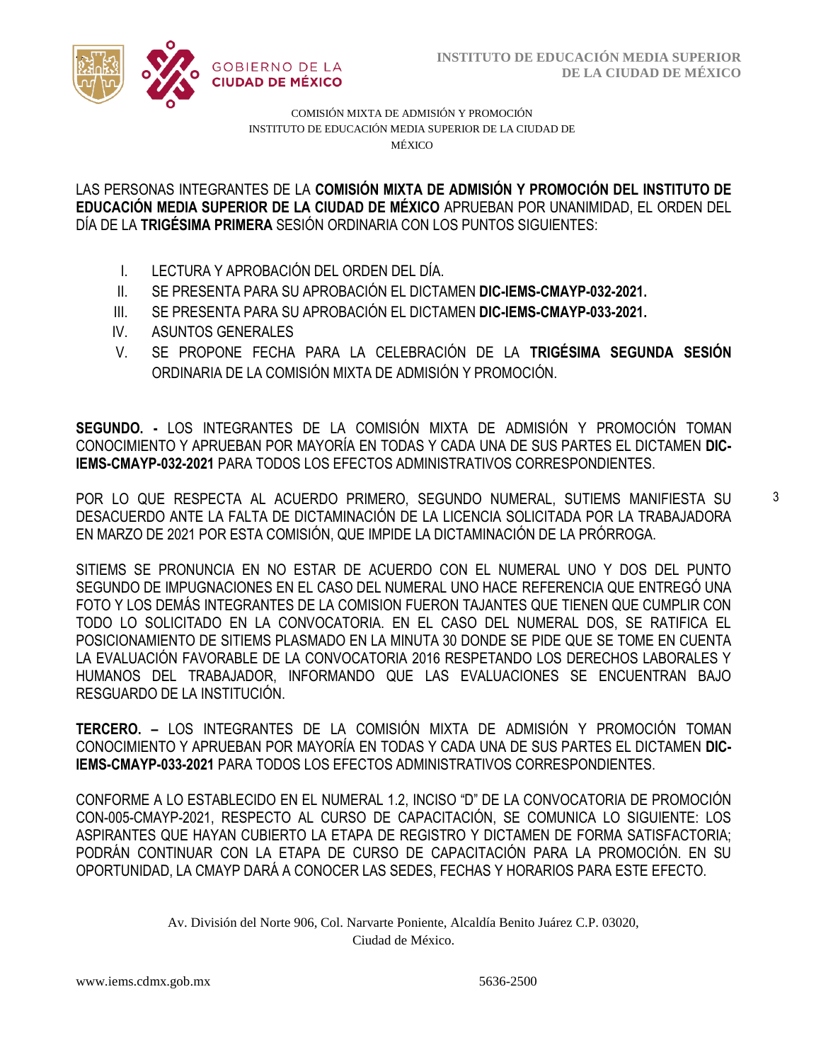COMISIÓN MIXTA DE ADMISIÓN Y PROMOCIÓN
INSTITUTO DE EDUCACIÓN MEDIA SUPERIOR DE LA CIUDAD DE MÉXICO

LAS PERSONAS INTEGRANTES DE LA **COMISIÓN MIXTA DE ADMISIÓN Y PROMOCIÓN DEL INSTITUTO DE EDUCACIÓN MEDIA SUPERIOR DE LA CIUDAD DE MÉXICO** APRUEBAN POR UNANIMIDAD, EL ORDEN DEL DÍA DE LA **TRIGÉSIMA PRIMERA** SESIÓN ORDINARIA CON LOS PUNTOS SIGUIENTES:

I. LECTURA Y APROBACIÓN DEL ORDEN DEL DÍA.
II. SE PRESENTA PARA SU APROBACIÓN EL DICTAMEN **DIC-IEMS-CMAYP-032-2021.**
III. SE PRESENTA PARA SU APROBACIÓN EL DICTAMEN **DIC-IEMS-CMAYP-033-2021.**
IV. ASUNTOS GENERALES
V. SE PROPONE FECHA PARA LA CELEBRACIÓN DE LA **TRIGÉSIMA SEGUNDA SESIÓN** ORDINARIA DE LA COMISIÓN MIXTA DE ADMISIÓN Y PROMOCIÓN.

**SEGUNDO. -** LOS INTEGRANTES DE LA COMISIÓN MIXTA DE ADMISIÓN Y PROMOCIÓN TOMAN CONOCIMIENTO Y APRUEBAN POR MAYORÍA EN TODAS Y CADA UNA DE SUS PARTES EL DICTAMEN **DIC-IEMS-CMAYP-032-2021** PARA TODOS LOS EFECTOS ADMINISTRATIVOS CORRESPONDIENTES.

POR LO QUE RESPECTA AL ACUERDO PRIMERO, SEGUNDO NUMERAL, SUTIEMS MANIFIESTA SU DESACUERDO ANTE LA FALTA DE DICTAMINACIÓN DE LA LICENCIA SOLICITADA POR LA TRABAJADORA EN MARZO DE 2021 POR ESTA COMISIÓN, QUE IMPIDE LA DICTAMINACIÓN DE LA PRÓRROGA.

SITIEMS SE PRONUNCIA EN NO ESTAR DE ACUERDO CON EL NUMERAL UNO Y DOS DEL PUNTO SEGUNDO DE IMPUGNACIONES EN EL CASO DEL NUMERAL UNO HACE REFERENCIA QUE ENTREGÓ UNA FOTO Y LOS DEMÁS INTEGRANTES DE LA COMISION FUERON TAJANTES QUE TIENEN QUE CUMPLIR CON TODO LO SOLICITADO EN LA CONVOCATORIA. EN EL CASO DEL NUMERAL DOS, SE RATIFICA EL POSICIONAMIENTO DE SITIEMS PLASMADO EN LA MINUTA 30 DONDE SE PIDE QUE SE TOME EN CUENTA LA EVALUACIÓN FAVORABLE DE LA CONVOCATORIA 2016 RESPETANDO LOS DERECHOS LABORALES Y HUMANOS DEL TRABAJADOR, INFORMANDO QUE LAS EVALUACIONES SE ENCUENTRAN BAJO RESGUARDO DE LA INSTITUCIÓN.

**TERCERO. –** LOS INTEGRANTES DE LA COMISIÓN MIXTA DE ADMISIÓN Y PROMOCIÓN TOMAN CONOCIMIENTO Y APRUEBAN POR MAYORÍA EN TODAS Y CADA UNA DE SUS PARTES EL DICTAMEN **DIC-IEMS-CMAYP-033-2021** PARA TODOS LOS EFECTOS ADMINISTRATIVOS CORRESPONDIENTES.

CONFORME A LO ESTABLECIDO EN EL NUMERAL 1.2, INCISO "D" DE LA CONVOCATORIA DE PROMOCIÓN CON-005-CMAYP-2021, RESPECTO AL CURSO DE CAPACITACIÓN, SE COMUNICA LO SIGUIENTE: LOS ASPIRANTES QUE HAYAN CUBIERTO LA ETAPA DE REGISTRO Y DICTAMEN DE FORMA SATISFACTORIA; PODRÁN CONTINUAR CON LA ETAPA DE CURSO DE CAPACITACIÓN PARA LA PROMOCIÓN. EN SU OPORTUNIDAD, LA CMAYP DARÁ A CONOCER LAS SEDES, FECHAS Y HORARIOS PARA ESTE EFECTO.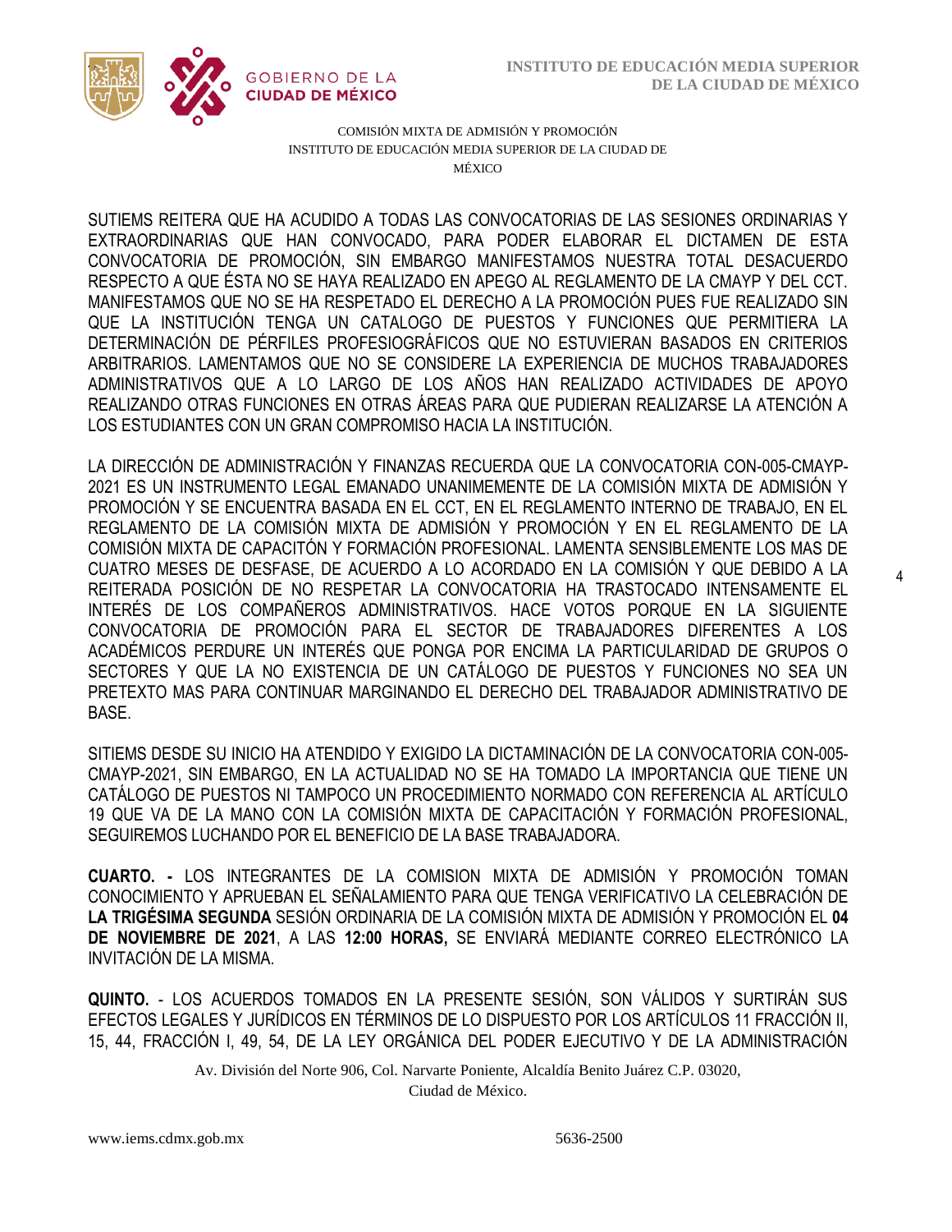SUTIEMS REITERA QUE HA ACUDIDO A TODAS LAS CONVOCATORIAS DE LAS SESIONES ORDINARIAS Y EXTRAORDINARIAS QUE HAN CONVOCADO, PARA PODER ELABORAR EL DICTAMEN DE ESTA CONVOCATORIA DE PROMOCIÓN, SIN EMBARGO MANIFESTAMOS NUESTRA TOTAL DESACUERDO RESPECTO A QUE ÉSTA NO SE HAYA REALIZADO EN APEGO AL REGLAMENTO DE LA CMAYP Y DEL CCT. MANIFESTAMOS QUE NO SE HA RESPETADO EL DERECHO A LA PROMOCIÓN PUES FUE REALIZADO SIN QUE LA INSTITUCIÓN TENGA UN CATALOGO DE PUESTOS Y FUNCIONES QUE PERMITIERA LA DETERMINACIÓN DE PÉRFILES PROFESIOGRÁFICOS QUE NO ESTUVIERAN BASADOS EN CRITERIOS ARBITRARIOS. LAMENTAMOS QUE NO SE CONSIDERE LA EXPERIENCIA DE MUCHOS TRABAJADORES ADMINISTRATIVOS QUE A LO LARGO DE LOS AÑOS HAN REALIZADO ACTIVIDADES DE APOYO REALIZANDO OTRAS FUNCIONES EN OTRAS ÁREAS PARA QUE PUDIERAN REALIZARSE LA ATENCIÓN A LOS ESTUDIANTES CON UN GRAN COMPROMISO HACIA LA INSTITUCIÓN.

LA DIRECCIÓN DE ADMINISTRACIÓN Y FINANZAS RECUERDA QUE LA CONVOCATORIA CON-005-CMAYP-2021 ES UN INSTRUMENTO LEGAL EMANADO UNANIMEMENTE DE LA COMISIÓN MIXTA DE ADMISIÓN Y PROMOCIÓN Y SE ENCUENTRA BASADA EN EL CCT, EN EL REGLAMENTO INTERNO DE TRABAJO, EN EL REGLAMENTO DE LA COMISIÓN MIXTA DE ADMISIÓN Y PROMOCIÓN Y EN EL REGLAMENTO DE LA COMISIÓN MIXTA DE CAPACITÓN Y FORMACIÓN PROFESIONAL. LAMENTA SENSIBLEMENTE LOS MAS DE CUATRO MESES DE DESFASE, DE ACUERDO A LO ACORDADO EN LA COMISIÓN Y QUE DEBIDO A LA REITERADA POSICIÓN DE NO RESPETAR LA CONVOCATORIA HA TRASTOCADO INTENSAMENTE EL INTERÉS DE LOS COMPAÑEROS ADMINISTRATIVOS. HACE VOTOS PORQUE EN LA SIGUIENTE CONVOCATORIA DE PROMOCIÓN PARA EL SECTOR DE TRABAJADORES DIFERENTES A LOS ACADÉMICOS PERDURE UN INTERÉS QUE PONGA POR ENCIMA LA PARTICULARIDAD DE GRUPOS O SECTORES Y QUE LA NO EXISTENCIA DE UN CATÁLOGO DE PUESTOS Y FUNCIONES NO SEA UN PRETEXTO MAS PARA CONTINUAR MARGINANDO EL DERECHO DEL TRABAJADOR ADMINISTRATIVO DE BASE.

SITIEMS DESDE SU INICIO HA ATENDIDO Y EXIGIDO LA DICTAMINACIÓN DE LA CONVOCATORIA CON-005-CMAYP-2021, SIN EMBARGO, EN LA ACTUALIDAD NO SE HA TOMADO LA IMPORTANCIA QUE TIENE UN CATÁLOGO DE PUESTOS NI TAMPOCO UN PROCEDIMIENTO NORMADO CON REFERENCIA AL ARTÍCULO 19 QUE VA DE LA MANO CON LA COMISIÓN MIXTA DE CAPACITACIÓN Y FORMACIÓN PROFESIONAL, SEGUIREMOS LUCHANDO POR EL BENEFICIO DE LA BASE TRABAJADORA.

**CUARTO. -** LOS INTEGRANTES DE LA COMISION MIXTA DE ADMISIÓN Y PROMOCIÓN TOMAN CONOCIMIENTO Y APRUEBAN EL SEÑALAMIENTO PARA QUE TENGA VERIFICATIVO LA CELEBRACIÓN DE **LA TRIGÉSIMA SEGUNDA** SESIÓN ORDINARIA DE LA COMISIÓN MIXTA DE ADMISIÓN Y PROMOCIÓN EL **04 DE NOVIEMBRE DE 2021**, A LAS **12:00 HORAS,** SE ENVIARÁ MEDIANTE CORREO ELECTRÓNICO LA INVITACIÓN DE LA MISMA.

**QUINTO.** - LOS ACUERDOS TOMADOS EN LA PRESENTE SESIÓN, SON VÁLIDOS Y SURTIRÁN SUS EFECTOS LEGALES Y JURÍDICOS EN TÉRMINOS DE LO DISPUESTO POR LOS ARTÍCULOS 11 FRACCIÓN II, 15, 44, FRACCIÓN I, 49, 54, DE LA LEY ORGÁNICA DEL PODER EJECUTIVO Y DE LA ADMINISTRACIÓN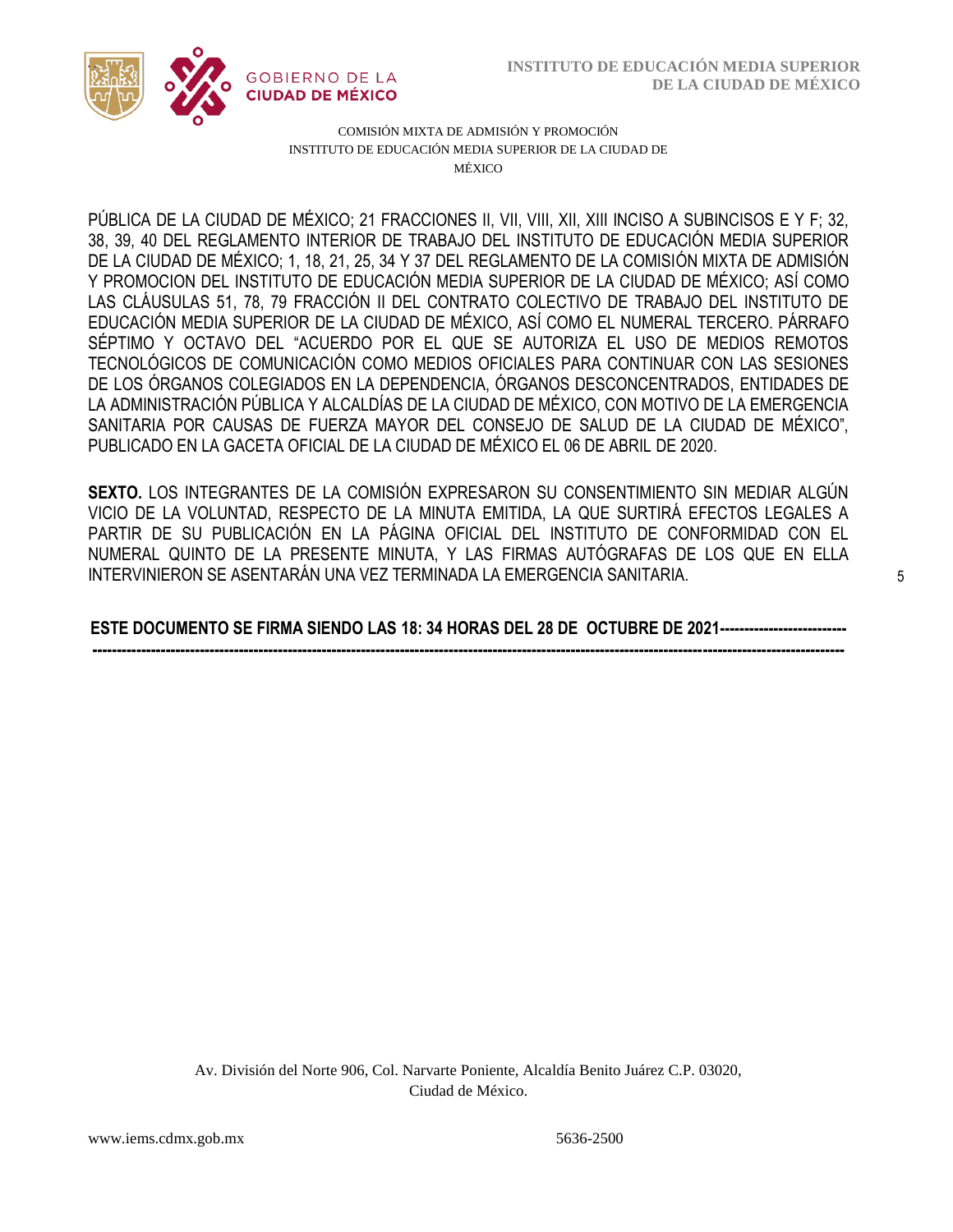PÚBLICA DE LA CIUDAD DE MÉXICO; 21 FRACCIONES II, VII, VIII, XII, XIII INCISO A SUBINCISOS E Y F; 32, 38, 39, 40 DEL REGLAMENTO INTERIOR DE TRABAJO DEL INSTITUTO DE EDUCACIÓN MEDIA SUPERIOR DE LA CIUDAD DE MÉXICO; 1, 18, 21, 25, 34 Y 37 DEL REGLAMENTO DE LA COMISIÓN MIXTA DE ADMISIÓN Y PROMOCION DEL INSTITUTO DE EDUCACIÓN MEDIA SUPERIOR DE LA CIUDAD DE MÉXICO; ASÍ COMO LAS CLÁUSULAS 51, 78, 79 FRACCIÓN II DEL CONTRATO COLECTIVO DE TRABAJO DEL INSTITUTO DE EDUCACIÓN MEDIA SUPERIOR DE LA CIUDAD DE MÉXICO, ASÍ COMO EL NUMERAL TERCERO. PÁRRAFO SÉPTIMO Y OCTAVO DEL "ACUERDO POR EL QUE SE AUTORIZA EL USO DE MEDIOS REMOTOS TECNOLÓGICOS DE COMUNICACIÓN COMO MEDIOS OFICIALES PARA CONTINUAR CON LAS SESIONES DE LOS ÓRGANOS COLEGIADOS EN LA DEPENDENCIA, ÓRGANOS DESCONCENTRADOS, ENTIDADES DE LA ADMINISTRACIÓN PÚBLICA Y ALCALDÍAS DE LA CIUDAD DE MÉXICO, CON MOTIVO DE LA EMERGENCIA SANITARIA POR CAUSAS DE FUERZA MAYOR DEL CONSEJO DE SALUD DE LA CIUDAD DE MÉXICO", PUBLICADO EN LA GACETA OFICIAL DE LA CIUDAD DE MÉXICO EL 06 DE ABRIL DE 2020.

**SEXTO.** LOS INTEGRANTES DE LA COMISIÓN EXPRESARON SU CONSENTIMIENTO SIN MEDIAR ALGÚN VICIO DE LA VOLUNTAD, RESPECTO DE LA MINUTA EMITIDA, LA QUE SURTIRÁ EFECTOS LEGALES A PARTIR DE SU PUBLICACIÓN EN LA PÁGINA OFICIAL DEL INSTITUTO DE CONFORMIDAD CON EL NUMERAL QUINTO DE LA PRESENTE MINUTA, Y LAS FIRMAS AUTÓGRAFAS DE LOS QUE EN ELLA INTERVINIERON SE ASENTARÁN UNA VEZ TERMINADA LA EMERGENCIA SANITARIA.

**ESTE DOCUMENTO SE FIRMA SIENDO LAS 18: 34 HORAS DEL 28 DE OCTUBRE DE 2021--------------------------------------------------------------------------------------------------------------------------------------------------------------------------------------**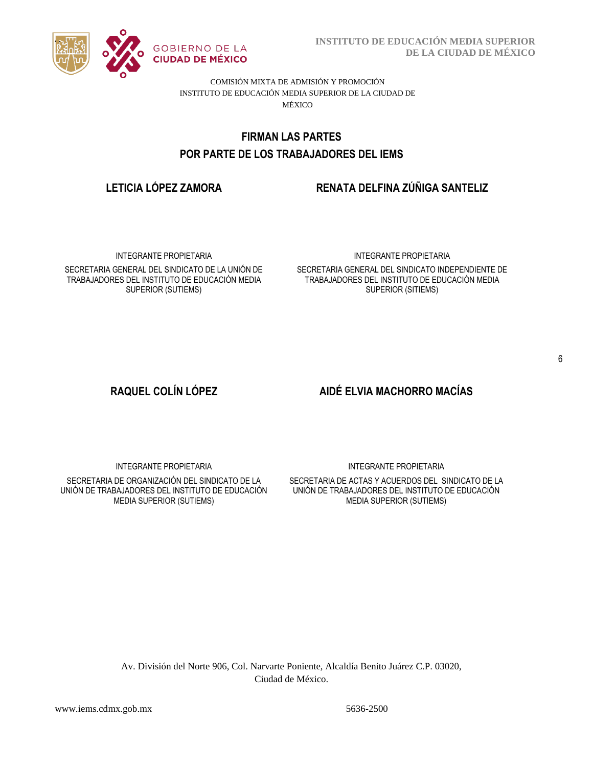COMISIÓN MIXTA DE ADMISIÓN Y PROMOCIÓN
INSTITUTO DE EDUCACIÓN MEDIA SUPERIOR DE LA CIUDAD DE MÉXICO

## FIRMAN LAS PARTES
## POR PARTE DE LOS TRABAJADORES DEL IEMS

**LETICIA LÓPEZ ZAMORA**

INTEGRANTE PROPIETARIA

SECRETARIA GENERAL DEL SINDICATO DE LA UNIÓN DE TRABAJADORES DEL INSTITUTO DE EDUCACIÓN MEDIA SUPERIOR (SUTIEMS)

**RENATA DELFINA ZÚÑIGA SANTELIZ**

INTEGRANTE PROPIETARIA

SECRETARIA GENERAL DEL SINDICATO INDEPENDIENTE DE TRABAJADORES DEL INSTITUTO DE EDUCACIÓN MEDIA SUPERIOR (SITIEMS)

**RAQUEL COLÍN LÓPEZ**

INTEGRANTE PROPIETARIA

SECRETARIA DE ORGANIZACIÓN DEL SINDICATO DE LA UNIÓN DE TRABAJADORES DEL INSTITUTO DE EDUCACIÓN MEDIA SUPERIOR (SUTIEMS)

**AIDÉ ELVIA MACHORRO MACÍAS**

INTEGRANTE PROPIETARIA

SECRETARIA DE ACTAS Y ACUERDOS DEL SINDICATO DE LA UNIÓN DE TRABAJADORES DEL INSTITUTO DE EDUCACIÓN MEDIA SUPERIOR (SUTIEMS)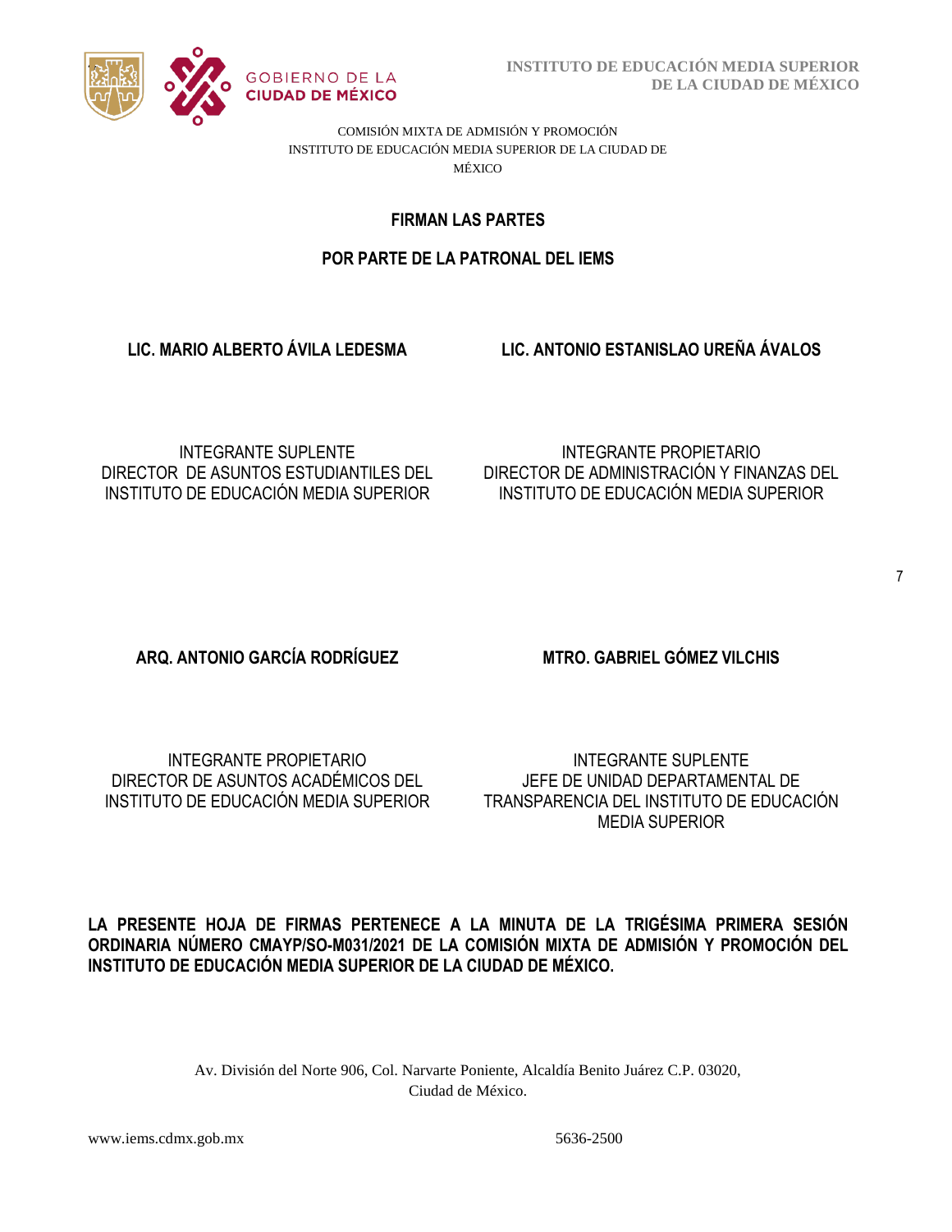COMISIÓN MIXTA DE ADMISIÓN Y PROMOCIÓN
INSTITUTO DE EDUCACIÓN MEDIA SUPERIOR DE LA CIUDAD DE MÉXICO

**FIRMAN LAS PARTES**

**POR PARTE DE LA PATRONAL DEL IEMS**

**LIC. MARIO ALBERTO ÁVILA LEDESMA**

INTEGRANTE SUPLENTE
DIRECTOR DE ASUNTOS ESTUDIANTILES DEL INSTITUTO DE EDUCACIÓN MEDIA SUPERIOR

**LIC. ANTONIO ESTANISLAO UREÑA ÁVALOS**

INTEGRANTE PROPIETARIO
DIRECTOR DE ADMINISTRACIÓN Y FINANZAS DEL INSTITUTO DE EDUCACIÓN MEDIA SUPERIOR

**ARQ. ANTONIO GARCÍA RODRÍGUEZ**

INTEGRANTE PROPIETARIO
DIRECTOR DE ASUNTOS ACADÉMICOS DEL INSTITUTO DE EDUCACIÓN MEDIA SUPERIOR

**MTRO. GABRIEL GÓMEZ VILCHIS**

INTEGRANTE SUPLENTE
JEFE DE UNIDAD DEPARTAMENTAL DE TRANSPARENCIA DEL INSTITUTO DE EDUCACIÓN MEDIA SUPERIOR

**LA PRESENTE HOJA DE FIRMAS PERTENECE A LA MINUTA DE LA TRIGÉSIMA PRIMERA SESIÓN ORDINARIA NÚMERO CMAYP/SO-M031/2021 DE LA COMISIÓN MIXTA DE ADMISIÓN Y PROMOCIÓN DEL INSTITUTO DE EDUCACIÓN MEDIA SUPERIOR DE LA CIUDAD DE MÉXICO.**